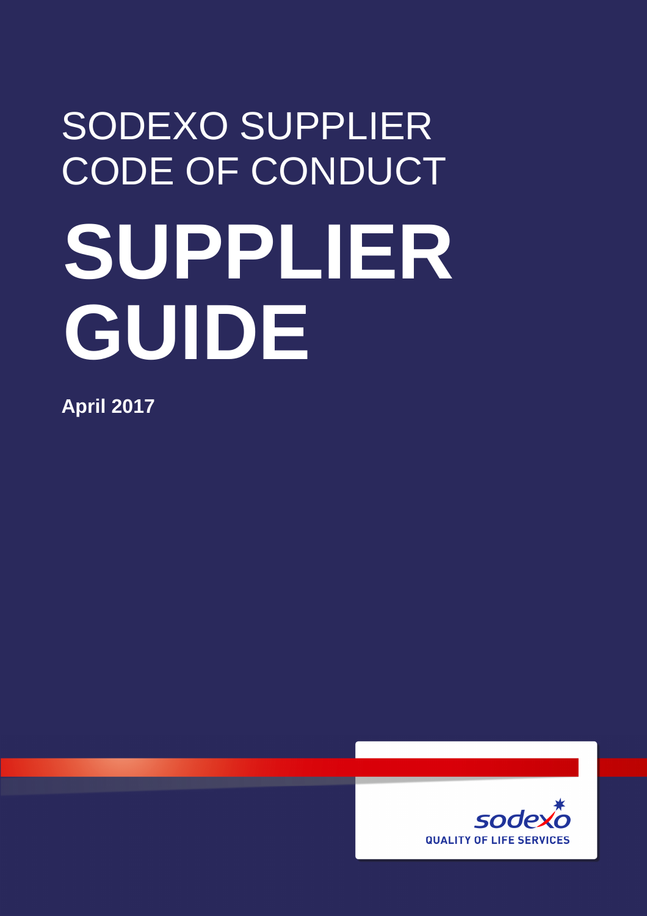# SODEXO SUPPLIER CODE OF CONDUCT

# SUPPLIER GUIDE

**April 2017**

sodexo

QUALITY OF LIFE SERVICES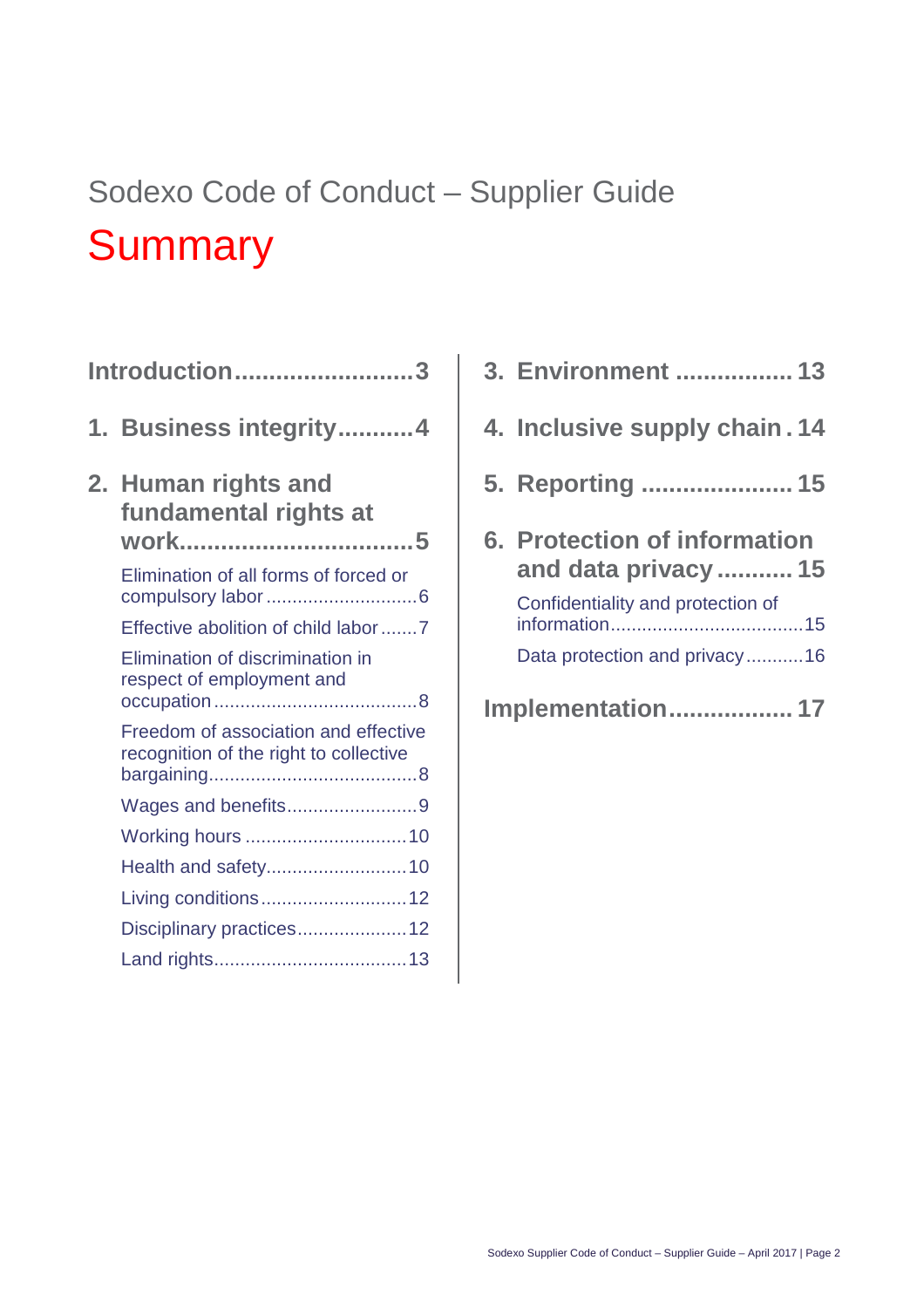Sodexo Code of Conduct – Supplier Guide

# Summary

**Introduction** ........................ 3

**1. Business integrity** ........... 4

**2. Human rights and fundamental rights at work** ................................ 5

- Elimination of all forms of forced or compulsory labor ............................ 6
- Effective abolition of child labor ....... 7
- Elimination of discrimination in respect of employment and occupation ...................................... 8
- Freedom of association and effective recognition of the right to collective bargaining ....................................... 8
- Wages and benefits ........................ 9
- Working hours .............................. 10
- Health and safety .......................... 10
- Living conditions ........................... 12
- Disciplinary practices ..................... 12
- Land rights .................................... 13

**3. Environment** ................ 13

**4. Inclusive supply chain** . 14

**5. Reporting** ..................... 15

**6. Protection of information and data privacy** ........... 15

- Confidentiality and protection of information .................................... 15
- Data protection and privacy ........... 16

**Implementation** ................. 17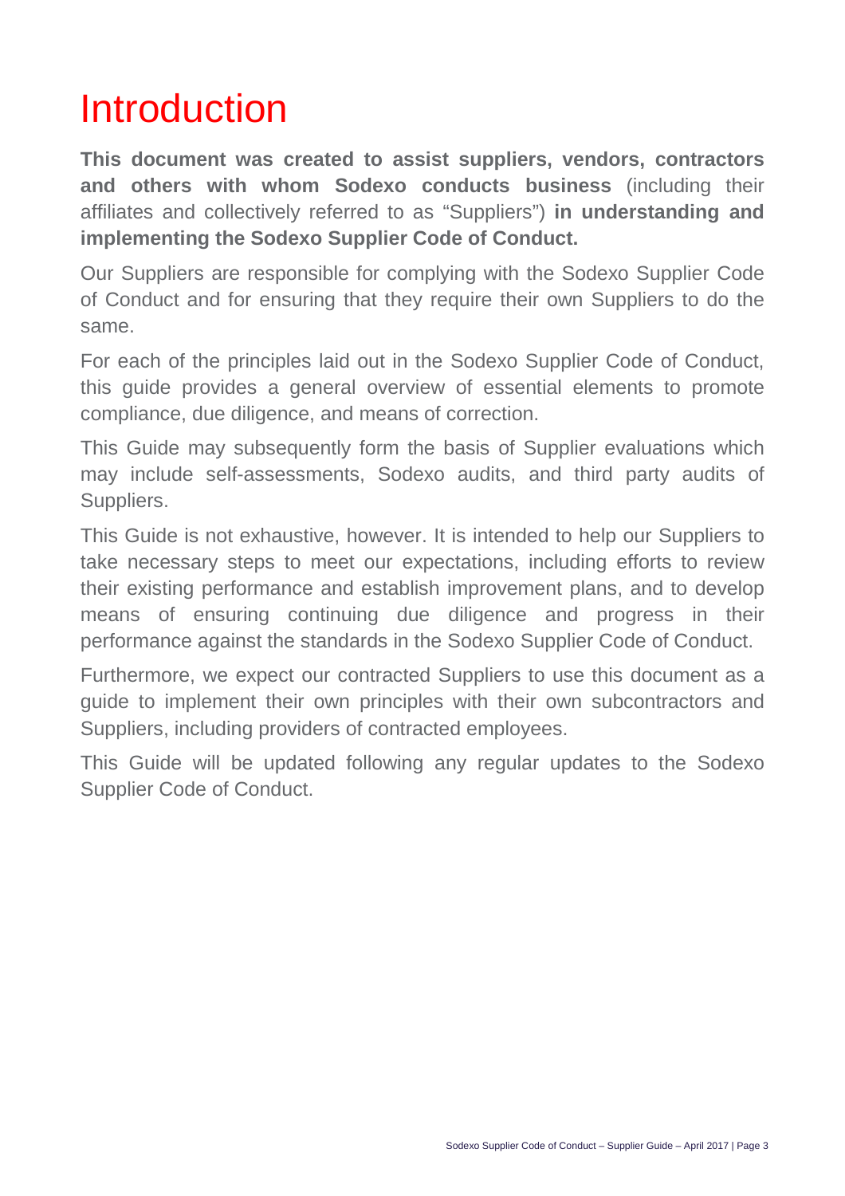# Introduction

**This document was created to assist suppliers, vendors, contractors and others with whom Sodexo conducts business** (including their affiliates and collectively referred to as "Suppliers") **in understanding and implementing the Sodexo Supplier Code of Conduct.**

Our Suppliers are responsible for complying with the Sodexo Supplier Code of Conduct and for ensuring that they require their own Suppliers to do the same.

For each of the principles laid out in the Sodexo Supplier Code of Conduct, this guide provides a general overview of essential elements to promote compliance, due diligence, and means of correction.

This Guide may subsequently form the basis of Supplier evaluations which may include self-assessments, Sodexo audits, and third party audits of Suppliers.

This Guide is not exhaustive, however. It is intended to help our Suppliers to take necessary steps to meet our expectations, including efforts to review their existing performance and establish improvement plans, and to develop means of ensuring continuing due diligence and progress in their performance against the standards in the Sodexo Supplier Code of Conduct.

Furthermore, we expect our contracted Suppliers to use this document as a guide to implement their own principles with their own subcontractors and Suppliers, including providers of contracted employees.

This Guide will be updated following any regular updates to the Sodexo Supplier Code of Conduct.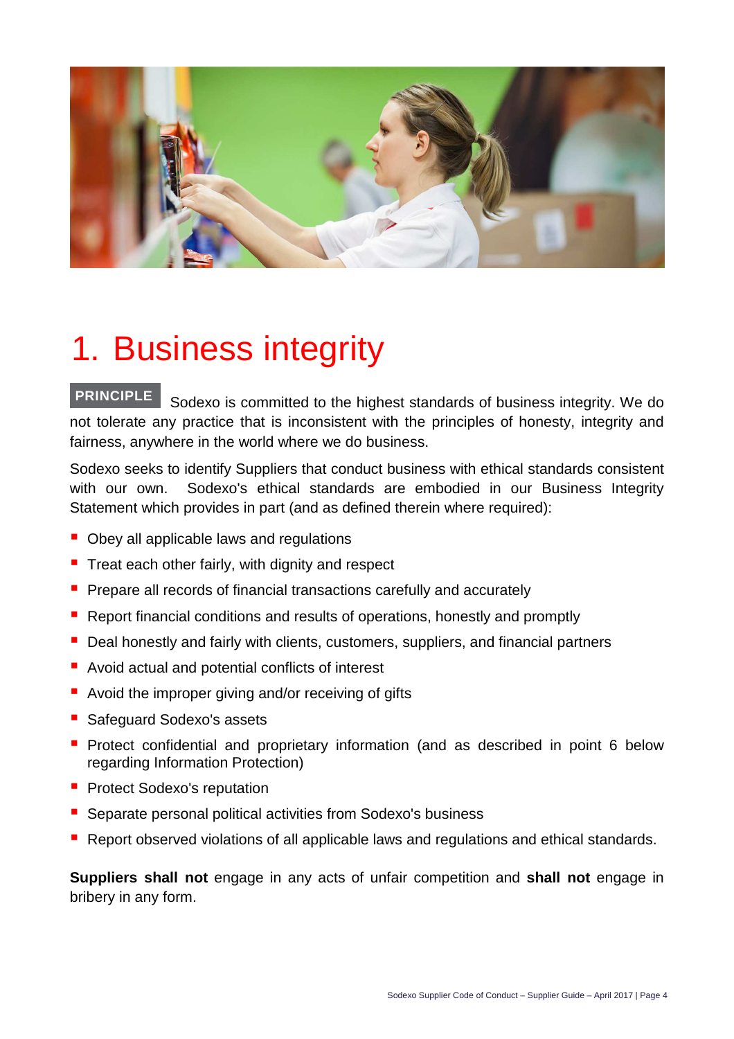# 1. Business integrity

**PRINCIPLE** Sodexo is committed to the highest standards of business integrity. We do not tolerate any practice that is inconsistent with the principles of honesty, integrity and fairness, anywhere in the world where we do business.

Sodexo seeks to identify Suppliers that conduct business with ethical standards consistent with our own. Sodexo's ethical standards are embodied in our Business Integrity Statement which provides in part (and as defined therein where required):

- Obey all applicable laws and regulations
- Treat each other fairly, with dignity and respect
- Prepare all records of financial transactions carefully and accurately
- Report financial conditions and results of operations, honestly and promptly
- Deal honestly and fairly with clients, customers, suppliers, and financial partners
- Avoid actual and potential conflicts of interest
- Avoid the improper giving and/or receiving of gifts
- Safeguard Sodexo's assets
- Protect confidential and proprietary information (and as described in point 6 below regarding Information Protection)
- Protect Sodexo's reputation
- Separate personal political activities from Sodexo's business
- Report observed violations of all applicable laws and regulations and ethical standards.

**Suppliers shall not** engage in any acts of unfair competition and **shall not** engage in bribery in any form.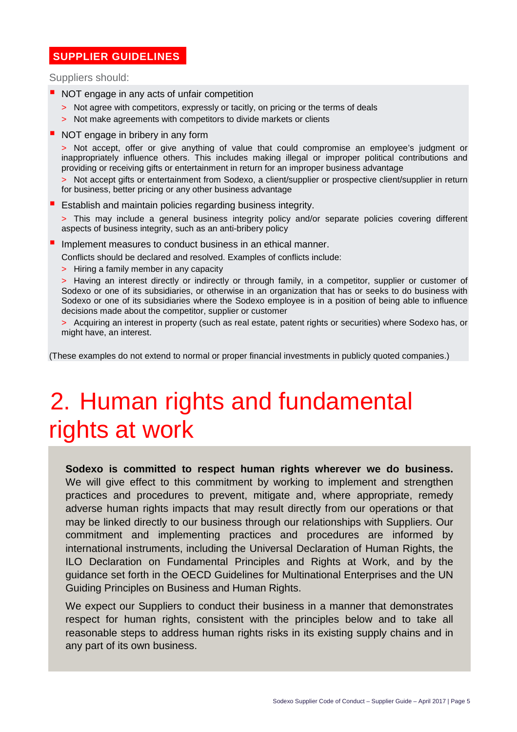**SUPPLIER GUIDELINES**

Suppliers should:

- NOT engage in any acts of unfair competition
  - Not agree with competitors, expressly or tacitly, on pricing or the terms of deals
  - Not make agreements with competitors to divide markets or clients
- NOT engage in bribery in any form
  - Not accept, offer or give anything of value that could compromise an employee's judgment or inappropriately influence others. This includes making illegal or improper political contributions and providing or receiving gifts or entertainment in return for an improper business advantage
  - Not accept gifts or entertainment from Sodexo, a client/supplier or prospective client/supplier in return for business, better pricing or any other business advantage
- Establish and maintain policies regarding business integrity.
  - This may include a general business integrity policy and/or separate policies covering different aspects of business integrity, such as an anti-bribery policy
- Implement measures to conduct business in an ethical manner.

  Conflicts should be declared and resolved. Examples of conflicts include:
  - Hiring a family member in any capacity
  - Having an interest directly or indirectly or through family, in a competitor, supplier or customer of Sodexo or one of its subsidiaries, or otherwise in an organization that has or seeks to do business with Sodexo or one of its subsidiaries where the Sodexo employee is in a position of being able to influence decisions made about the competitor, supplier or customer
  - Acquiring an interest in property (such as real estate, patent rights or securities) where Sodexo has, or might have, an interest.

(These examples do not extend to normal or proper financial investments in publicly quoted companies.)

# 2. Human rights and fundamental rights at work

**Sodexo is committed to respect human rights wherever we do business.** We will give effect to this commitment by working to implement and strengthen practices and procedures to prevent, mitigate and, where appropriate, remedy adverse human rights impacts that may result directly from our operations or that may be linked directly to our business through our relationships with Suppliers. Our commitment and implementing practices and procedures are informed by international instruments, including the Universal Declaration of Human Rights, the ILO Declaration on Fundamental Principles and Rights at Work, and by the guidance set forth in the OECD Guidelines for Multinational Enterprises and the UN Guiding Principles on Business and Human Rights.

We expect our Suppliers to conduct their business in a manner that demonstrates respect for human rights, consistent with the principles below and to take all reasonable steps to address human rights risks in its existing supply chains and in any part of its own business.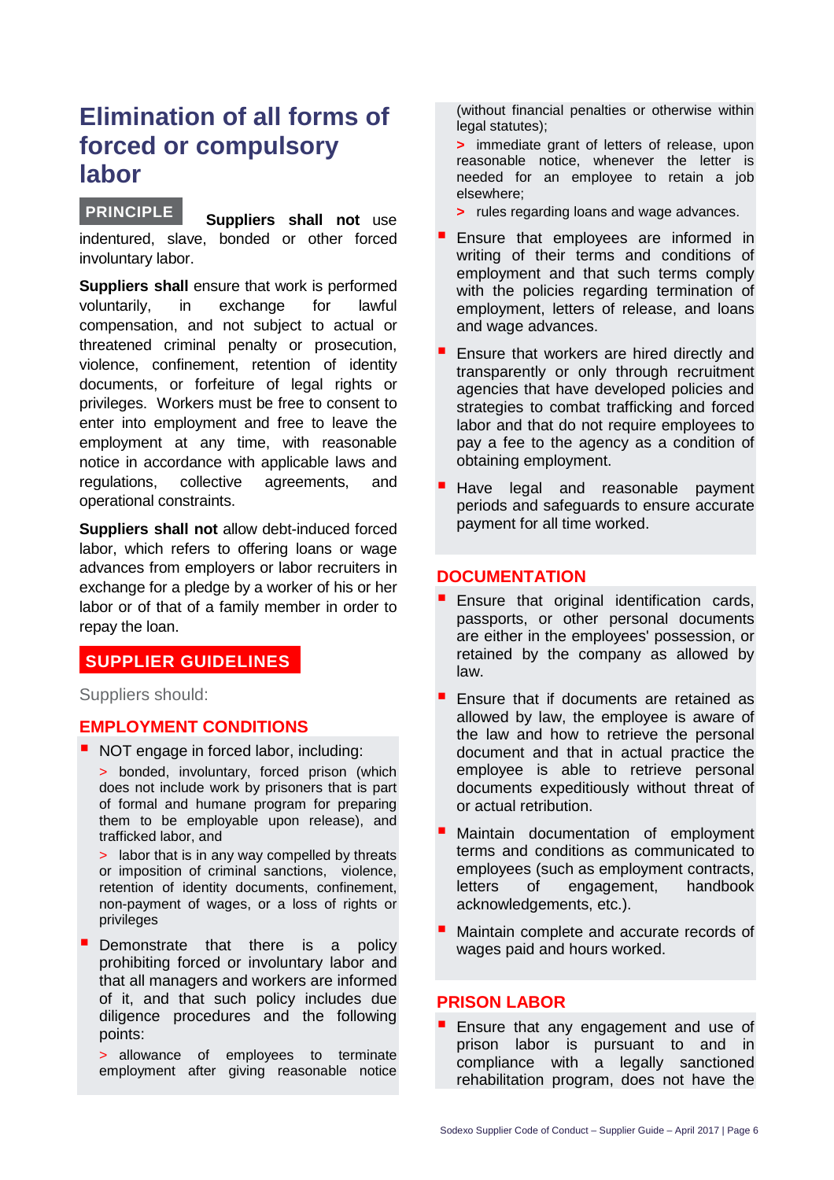# Elimination of all forms of forced or compulsory labor

**PRINCIPLE**

**Suppliers shall not** use indentured, slave, bonded or other forced involuntary labor.

**Suppliers shall** ensure that work is performed voluntarily, in exchange for lawful compensation, and not subject to actual or threatened criminal penalty or prosecution, violence, confinement, retention of identity documents, or forfeiture of legal rights or privileges. Workers must be free to consent to enter into employment and free to leave the employment at any time, with reasonable notice in accordance with applicable laws and regulations, collective agreements, and operational constraints.

**Suppliers shall not** allow debt-induced forced labor, which refers to offering loans or wage advances from employers or labor recruiters in exchange for a pledge by a worker of his or her labor or of that of a family member in order to repay the loan.

## SUPPLIER GUIDELINES

Suppliers should:

### EMPLOYMENT CONDITIONS

- NOT engage in forced labor, including:
  - bonded, involuntary, forced prison (which does not include work by prisoners that is part of formal and humane program for preparing them to be employable upon release), and trafficked labor, and
  - labor that is in any way compelled by threats or imposition of criminal sanctions, violence, retention of identity documents, confinement, non-payment of wages, or a loss of rights or privileges
- Demonstrate that there is a policy prohibiting forced or involuntary labor and that all managers and workers are informed of it, and that such policy includes due diligence procedures and the following points:
  - allowance of employees to terminate employment after giving reasonable notice (without financial penalties or otherwise within legal statutes);
  - immediate grant of letters of release, upon reasonable notice, whenever the letter is needed for an employee to retain a job elsewhere;
  - rules regarding loans and wage advances.
- Ensure that employees are informed in writing of their terms and conditions of employment and that such terms comply with the policies regarding termination of employment, letters of release, and loans and wage advances.
- Ensure that workers are hired directly and transparently or only through recruitment agencies that have developed policies and strategies to combat trafficking and forced labor and that do not require employees to pay a fee to the agency as a condition of obtaining employment.
- Have legal and reasonable payment periods and safeguards to ensure accurate payment for all time worked.

### DOCUMENTATION

- Ensure that original identification cards, passports, or other personal documents are either in the employees' possession, or retained by the company as allowed by law.
- Ensure that if documents are retained as allowed by law, the employee is aware of the law and how to retrieve the personal document and that in actual practice the employee is able to retrieve personal documents expeditiously without threat of or actual retribution.
- Maintain documentation of employment terms and conditions as communicated to employees (such as employment contracts, letters of engagement, handbook acknowledgements, etc.).
- Maintain complete and accurate records of wages paid and hours worked.

### PRISON LABOR

- Ensure that any engagement and use of prison labor is pursuant to and in compliance with a legally sanctioned rehabilitation program, does not have the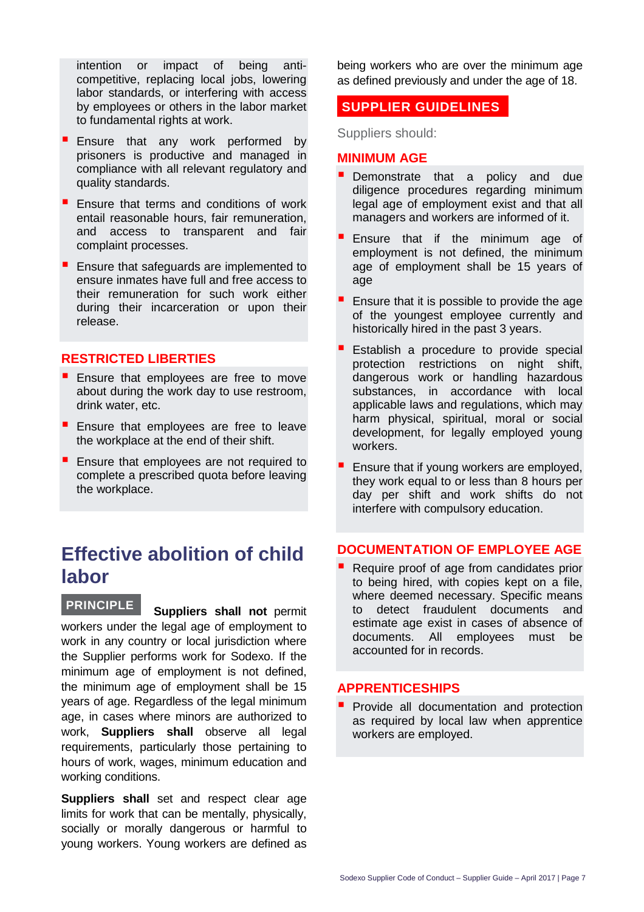intention or impact of being anti-competitive, replacing local jobs, lowering labor standards, or interfering with access by employees or others in the labor market to fundamental rights at work.

- Ensure that any work performed by prisoners is productive and managed in compliance with all relevant regulatory and quality standards.
- Ensure that terms and conditions of work entail reasonable hours, fair remuneration, and access to transparent and fair complaint processes.
- Ensure that safeguards are implemented to ensure inmates have full and free access to their remuneration for such work either during their incarceration or upon their release.

### RESTRICTED LIBERTIES

- Ensure that employees are free to move about during the work day to use restroom, drink water, etc.
- Ensure that employees are free to leave the workplace at the end of their shift.
- Ensure that employees are not required to complete a prescribed quota before leaving the workplace.

## Effective abolition of child labor

**PRINCIPLE**

**Suppliers shall not** permit workers under the legal age of employment to work in any country or local jurisdiction where the Supplier performs work for Sodexo. If the minimum age of employment is not defined, the minimum age of employment shall be 15 years of age. Regardless of the legal minimum age, in cases where minors are authorized to work, **Suppliers shall** observe all legal requirements, particularly those pertaining to hours of work, wages, minimum education and working conditions.

**Suppliers shall** set and respect clear age limits for work that can be mentally, physically, socially or morally dangerous or harmful to young workers. Young workers are defined as being workers who are over the minimum age as defined previously and under the age of 18.

**SUPPLIER GUIDELINES**

Suppliers should:

### MINIMUM AGE

- Demonstrate that a policy and due diligence procedures regarding minimum legal age of employment exist and that all managers and workers are informed of it.
- Ensure that if the minimum age of employment is not defined, the minimum age of employment shall be 15 years of age
- Ensure that it is possible to provide the age of the youngest employee currently and historically hired in the past 3 years.
- Establish a procedure to provide special protection restrictions on night shift, dangerous work or handling hazardous substances, in accordance with local applicable laws and regulations, which may harm physical, spiritual, moral or social development, for legally employed young workers.
- Ensure that if young workers are employed, they work equal to or less than 8 hours per day per shift and work shifts do not interfere with compulsory education.

### DOCUMENTATION OF EMPLOYEE AGE

- Require proof of age from candidates prior to being hired, with copies kept on a file, where deemed necessary. Specific means to detect fraudulent documents and estimate age exist in cases of absence of documents. All employees must be accounted for in records.

### APPRENTICESHIPS

- Provide all documentation and protection as required by local law when apprentice workers are employed.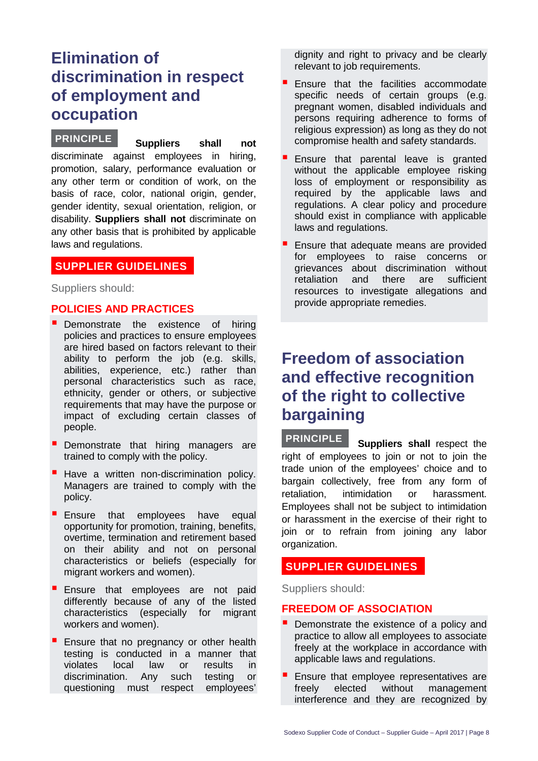# Elimination of discrimination in respect of employment and occupation

**PRINCIPLE** **Suppliers shall not** discriminate against employees in hiring, promotion, salary, performance evaluation or any other term or condition of work, on the basis of race, color, national origin, gender, gender identity, sexual orientation, religion, or disability. **Suppliers shall not** discriminate on any other basis that is prohibited by applicable laws and regulations.

## SUPPLIER GUIDELINES

Suppliers should:

### POLICIES AND PRACTICES

- Demonstrate the existence of hiring policies and practices to ensure employees are hired based on factors relevant to their ability to perform the job (e.g. skills, abilities, experience, etc.) rather than personal characteristics such as race, ethnicity, gender or others, or subjective requirements that may have the purpose or impact of excluding certain classes of people.
- Demonstrate that hiring managers are trained to comply with the policy.
- Have a written non-discrimination policy. Managers are trained to comply with the policy.
- Ensure that employees have equal opportunity for promotion, training, benefits, overtime, termination and retirement based on their ability and not on personal characteristics or beliefs (especially for migrant workers and women).
- Ensure that employees are not paid differently because of any of the listed characteristics (especially for migrant workers and women).
- Ensure that no pregnancy or other health testing is conducted in a manner that violates local law or results in discrimination. Any such testing or questioning must respect employees' dignity and right to privacy and be clearly relevant to job requirements.
- Ensure that the facilities accommodate specific needs of certain groups (e.g. pregnant women, disabled individuals and persons requiring adherence to forms of religious expression) as long as they do not compromise health and safety standards.
- Ensure that parental leave is granted without the applicable employee risking loss of employment or responsibility as required by the applicable laws and regulations. A clear policy and procedure should exist in compliance with applicable laws and regulations.
- Ensure that adequate means are provided for employees to raise concerns or grievances about discrimination without retaliation and there are sufficient resources to investigate allegations and provide appropriate remedies.

# Freedom of association and effective recognition of the right to collective bargaining

**PRINCIPLE** **Suppliers shall** respect the right of employees to join or not to join the trade union of the employees' choice and to bargain collectively, free from any form of retaliation, intimidation or harassment. Employees shall not be subject to intimidation or harassment in the exercise of their right to join or to refrain from joining any labor organization.

## SUPPLIER GUIDELINES

Suppliers should:

### FREEDOM OF ASSOCIATION

- Demonstrate the existence of a policy and practice to allow all employees to associate freely at the workplace in accordance with applicable laws and regulations.
- Ensure that employee representatives are freely elected without management interference and they are recognized by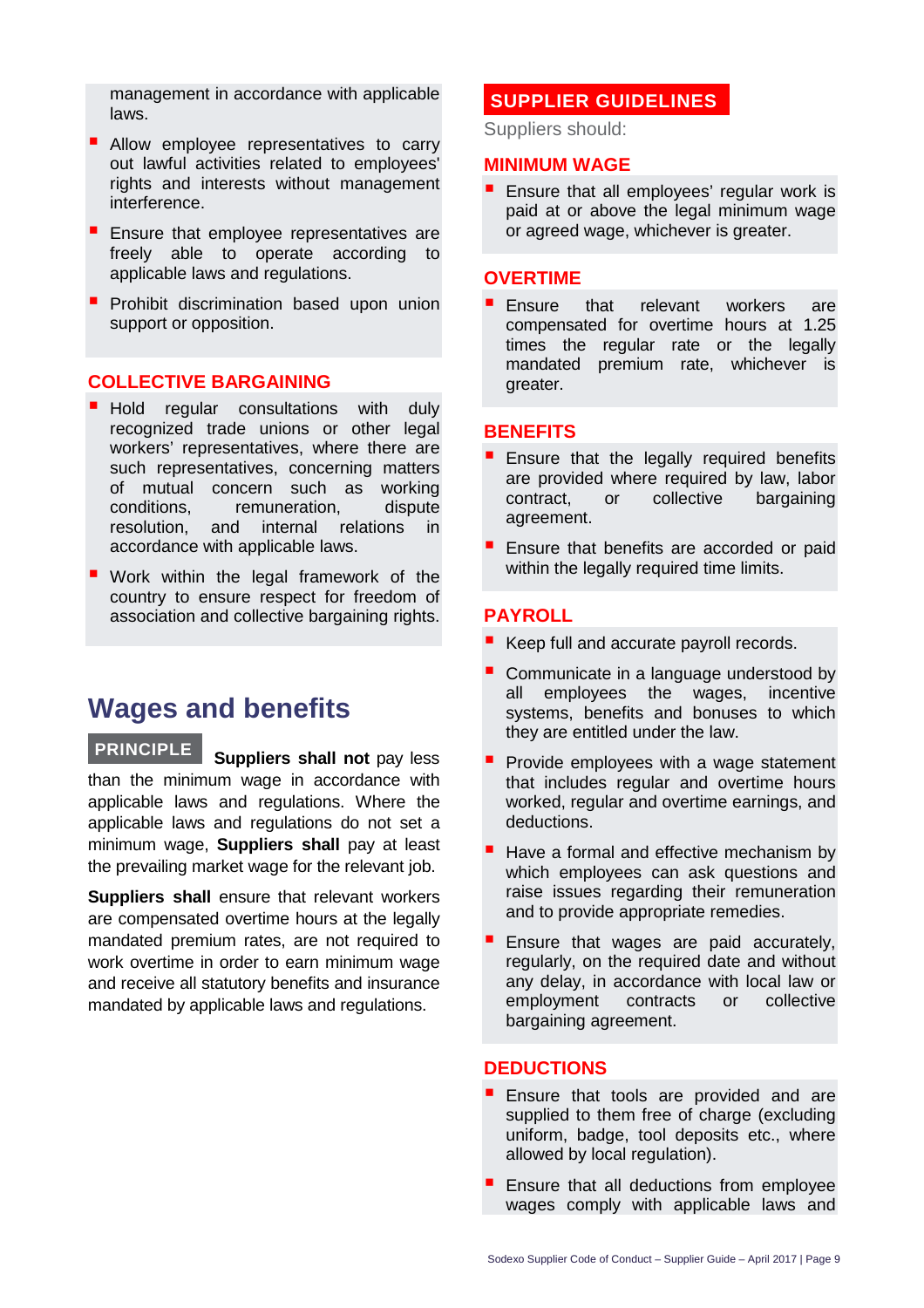management in accordance with applicable laws.

- Allow employee representatives to carry out lawful activities related to employees' rights and interests without management interference.
- Ensure that employee representatives are freely able to operate according to applicable laws and regulations.
- Prohibit discrimination based upon union support or opposition.

### COLLECTIVE BARGAINING

- Hold regular consultations with duly recognized trade unions or other legal workers' representatives, where there are such representatives, concerning matters of mutual concern such as working conditions, remuneration, dispute resolution, and internal relations in accordance with applicable laws.
- Work within the legal framework of the country to ensure respect for freedom of association and collective bargaining rights.

## Wages and benefits

**PRINCIPLE** **Suppliers shall not** pay less than the minimum wage in accordance with applicable laws and regulations. Where the applicable laws and regulations do not set a minimum wage, **Suppliers shall** pay at least the prevailing market wage for the relevant job.

**Suppliers shall** ensure that relevant workers are compensated overtime hours at the legally mandated premium rates, are not required to work overtime in order to earn minimum wage and receive all statutory benefits and insurance mandated by applicable laws and regulations.

**SUPPLIER GUIDELINES**

Suppliers should:

### MINIMUM WAGE

- Ensure that all employees' regular work is paid at or above the legal minimum wage or agreed wage, whichever is greater.

### OVERTIME

- Ensure that relevant workers are compensated for overtime hours at 1.25 times the regular rate or the legally mandated premium rate, whichever is greater.

### BENEFITS

- Ensure that the legally required benefits are provided where required by law, labor contract, or collective bargaining agreement.
- Ensure that benefits are accorded or paid within the legally required time limits.

### PAYROLL

- Keep full and accurate payroll records.
- Communicate in a language understood by all employees the wages, incentive systems, benefits and bonuses to which they are entitled under the law.
- Provide employees with a wage statement that includes regular and overtime hours worked, regular and overtime earnings, and deductions.
- Have a formal and effective mechanism by which employees can ask questions and raise issues regarding their remuneration and to provide appropriate remedies.
- Ensure that wages are paid accurately, regularly, on the required date and without any delay, in accordance with local law or employment contracts or collective bargaining agreement.

### DEDUCTIONS

- Ensure that tools are provided and are supplied to them free of charge (excluding uniform, badge, tool deposits etc., where allowed by local regulation).
- Ensure that all deductions from employee wages comply with applicable laws and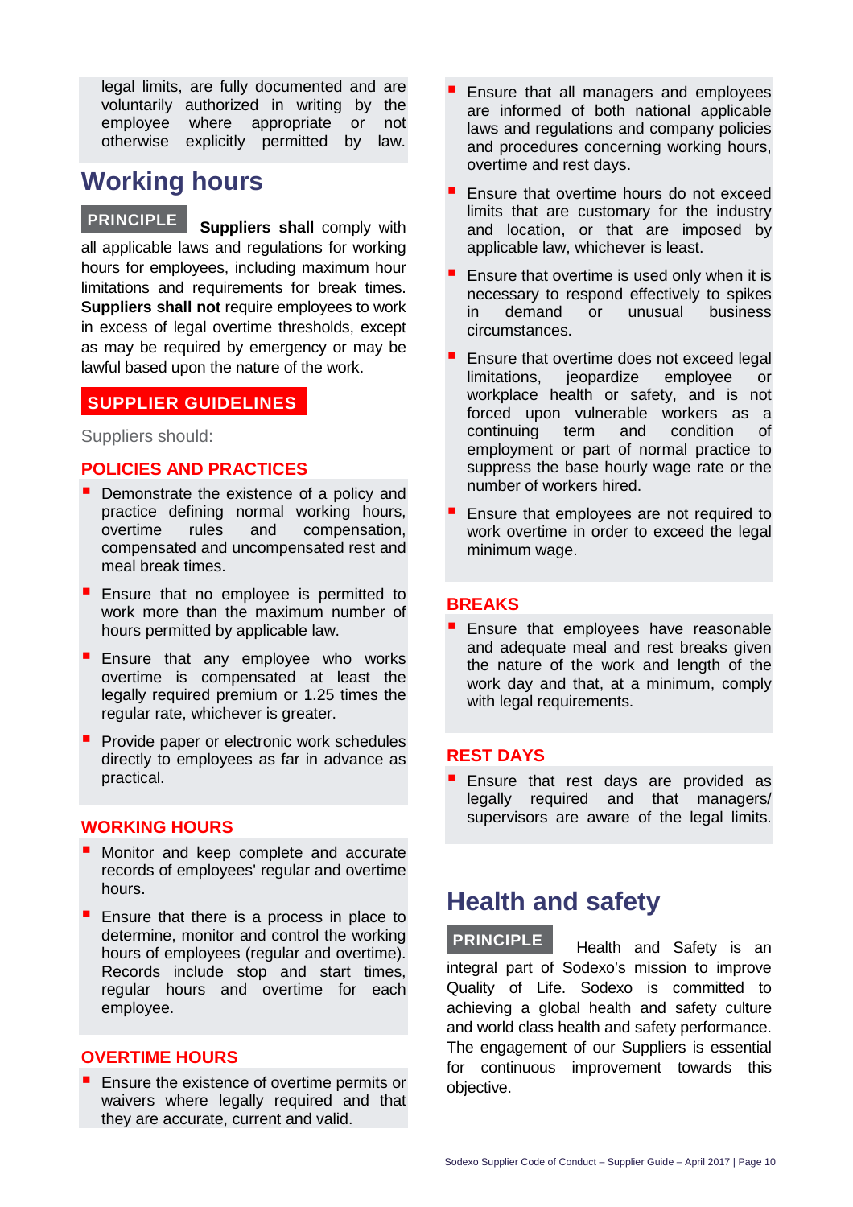legal limits, are fully documented and are voluntarily authorized in writing by the employee where appropriate or not otherwise explicitly permitted by law.

## Working hours

**PRINCIPLE** **Suppliers shall** comply with all applicable laws and regulations for working hours for employees, including maximum hour limitations and requirements for break times. **Suppliers shall not** require employees to work in excess of legal overtime thresholds, except as may be required by emergency or may be lawful based upon the nature of the work.

**SUPPLIER GUIDELINES**

Suppliers should:

### POLICIES AND PRACTICES

- Demonstrate the existence of a policy and practice defining normal working hours, overtime rules and compensation, compensated and uncompensated rest and meal break times.
- Ensure that no employee is permitted to work more than the maximum number of hours permitted by applicable law.
- Ensure that any employee who works overtime is compensated at least the legally required premium or 1.25 times the regular rate, whichever is greater.
- Provide paper or electronic work schedules directly to employees as far in advance as practical.

### WORKING HOURS

- Monitor and keep complete and accurate records of employees' regular and overtime hours.
- Ensure that there is a process in place to determine, monitor and control the working hours of employees (regular and overtime). Records include stop and start times, regular hours and overtime for each employee.

### OVERTIME HOURS

- Ensure the existence of overtime permits or waivers where legally required and that they are accurate, current and valid.
- Ensure that all managers and employees are informed of both national applicable laws and regulations and company policies and procedures concerning working hours, overtime and rest days.
- Ensure that overtime hours do not exceed limits that are customary for the industry and location, or that are imposed by applicable law, whichever is least.
- Ensure that overtime is used only when it is necessary to respond effectively to spikes in demand or unusual business circumstances.
- Ensure that overtime does not exceed legal limitations, jeopardize employee or workplace health or safety, and is not forced upon vulnerable workers as a continuing term and condition of employment or part of normal practice to suppress the base hourly wage rate or the number of workers hired.
- Ensure that employees are not required to work overtime in order to exceed the legal minimum wage.

### BREAKS

- Ensure that employees have reasonable and adequate meal and rest breaks given the nature of the work and length of the work day and that, at a minimum, comply with legal requirements.

### REST DAYS

- Ensure that rest days are provided as legally required and that managers/ supervisors are aware of the legal limits.

## Health and safety

**PRINCIPLE** Health and Safety is an integral part of Sodexo's mission to improve Quality of Life. Sodexo is committed to achieving a global health and safety culture and world class health and safety performance. The engagement of our Suppliers is essential for continuous improvement towards this objective.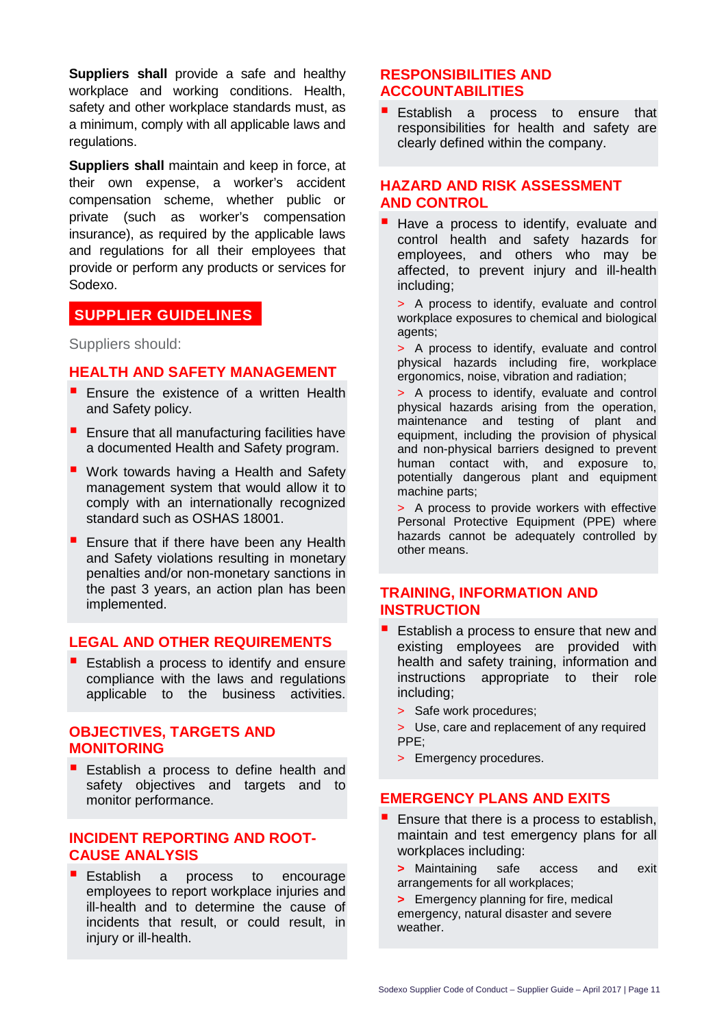**Suppliers shall** provide a safe and healthy workplace and working conditions. Health, safety and other workplace standards must, as a minimum, comply with all applicable laws and regulations.

**Suppliers shall** maintain and keep in force, at their own expense, a worker's accident compensation scheme, whether public or private (such as worker's compensation insurance), as required by the applicable laws and regulations for all their employees that provide or perform any products or services for Sodexo.

## SUPPLIER GUIDELINES

Suppliers should:

### HEALTH AND SAFETY MANAGEMENT

- Ensure the existence of a written Health and Safety policy.
- Ensure that all manufacturing facilities have a documented Health and Safety program.
- Work towards having a Health and Safety management system that would allow it to comply with an internationally recognized standard such as OSHAS 18001.
- Ensure that if there have been any Health and Safety violations resulting in monetary penalties and/or non-monetary sanctions in the past 3 years, an action plan has been implemented.

### LEGAL AND OTHER REQUIREMENTS

- Establish a process to identify and ensure compliance with the laws and regulations applicable to the business activities.

### OBJECTIVES, TARGETS AND MONITORING

- Establish a process to define health and safety objectives and targets and to monitor performance.

### INCIDENT REPORTING AND ROOT-CAUSE ANALYSIS

- Establish a process to encourage employees to report workplace injuries and ill-health and to determine the cause of incidents that result, or could result, in injury or ill-health.

### RESPONSIBILITIES AND ACCOUNTABILITIES

- Establish a process to ensure that responsibilities for health and safety are clearly defined within the company.

### HAZARD AND RISK ASSESSMENT AND CONTROL

- Have a process to identify, evaluate and control health and safety hazards for employees, and others who may be affected, to prevent injury and ill-health including;
  - A process to identify, evaluate and control workplace exposures to chemical and biological agents;
  - A process to identify, evaluate and control physical hazards including fire, workplace ergonomics, noise, vibration and radiation;
  - A process to identify, evaluate and control physical hazards arising from the operation, maintenance and testing of plant and equipment, including the provision of physical and non-physical barriers designed to prevent human contact with, and exposure to, potentially dangerous plant and equipment machine parts;
  - A process to provide workers with effective Personal Protective Equipment (PPE) where hazards cannot be adequately controlled by other means.

### TRAINING, INFORMATION AND INSTRUCTION

- Establish a process to ensure that new and existing employees are provided with health and safety training, information and instructions appropriate to their role including;
  - Safe work procedures;
  - Use, care and replacement of any required PPE;
  - Emergency procedures.

### EMERGENCY PLANS AND EXITS

- Ensure that there is a process to establish, maintain and test emergency plans for all workplaces including:
  - Maintaining safe access and exit arrangements for all workplaces;
  - Emergency planning for fire, medical emergency, natural disaster and severe weather.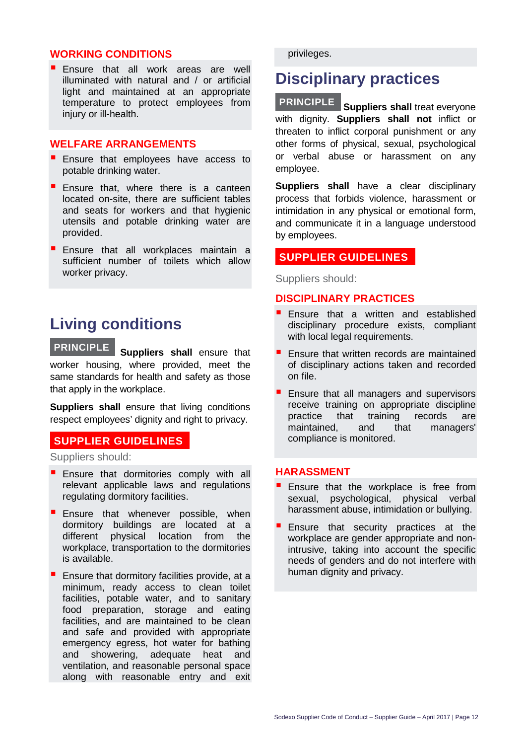#### WORKING CONDITIONS

- Ensure that all work areas are well illuminated with natural and / or artificial light and maintained at an appropriate temperature to protect employees from injury or ill-health.

#### WELFARE ARRANGEMENTS

- Ensure that employees have access to potable drinking water.
- Ensure that, where there is a canteen located on-site, there are sufficient tables and seats for workers and that hygienic utensils and potable drinking water are provided.
- Ensure that all workplaces maintain a sufficient number of toilets which allow worker privacy.

## Living conditions

**PRINCIPLE** **Suppliers shall** ensure that worker housing, where provided, meet the same standards for health and safety as those that apply in the workplace.

**Suppliers shall** ensure that living conditions respect employees' dignity and right to privacy.

### SUPPLIER GUIDELINES

Suppliers should:

- Ensure that dormitories comply with all relevant applicable laws and regulations regulating dormitory facilities.
- Ensure that whenever possible, when dormitory buildings are located at a different physical location from the workplace, transportation to the dormitories is available.
- Ensure that dormitory facilities provide, at a minimum, ready access to clean toilet facilities, potable water, and to sanitary food preparation, storage and eating facilities, and are maintained to be clean and safe and provided with appropriate emergency egress, hot water for bathing and showering, adequate heat and ventilation, and reasonable personal space along with reasonable entry and exit privileges.

## Disciplinary practices

**PRINCIPLE** **Suppliers shall** treat everyone with dignity. **Suppliers shall not** inflict or threaten to inflict corporal punishment or any other forms of physical, sexual, psychological or verbal abuse or harassment on any employee.

**Suppliers shall** have a clear disciplinary process that forbids violence, harassment or intimidation in any physical or emotional form, and communicate it in a language understood by employees.

### SUPPLIER GUIDELINES

Suppliers should:

#### DISCIPLINARY PRACTICES

- Ensure that a written and established disciplinary procedure exists, compliant with local legal requirements.
- Ensure that written records are maintained of disciplinary actions taken and recorded on file.
- Ensure that all managers and supervisors receive training on appropriate discipline practice that training records are maintained, and that managers' compliance is monitored.

#### HARASSMENT

- Ensure that the workplace is free from sexual, psychological, physical verbal harassment abuse, intimidation or bullying.
- Ensure that security practices at the workplace are gender appropriate and non-intrusive, taking into account the specific needs of genders and do not interfere with human dignity and privacy.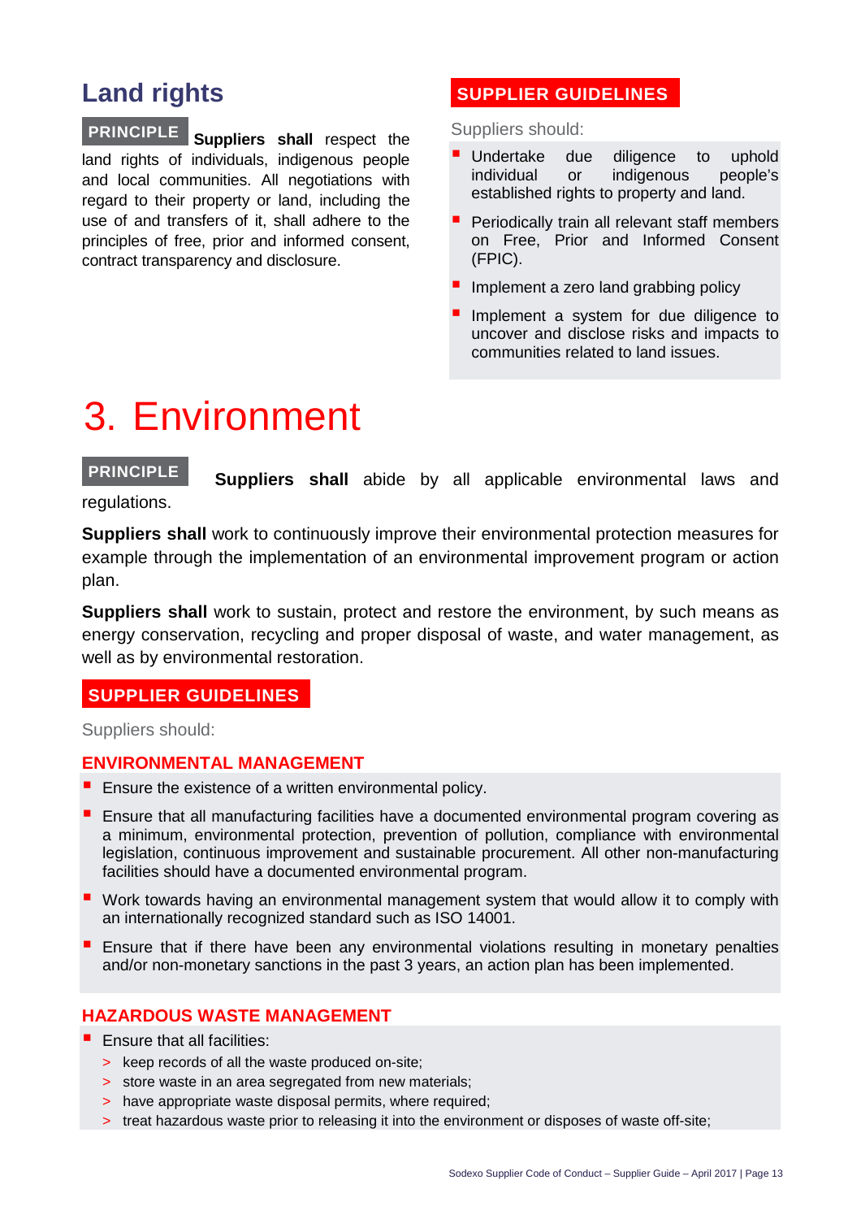## Land rights

**PRINCIPLE** **Suppliers shall** respect the land rights of individuals, indigenous people and local communities. All negotiations with regard to their property or land, including the use of and transfers of it, shall adhere to the principles of free, prior and informed consent, contract transparency and disclosure.

**SUPPLIER GUIDELINES**

Suppliers should:

- Undertake due diligence to uphold individual or indigenous people's established rights to property and land.
- Periodically train all relevant staff members on Free, Prior and Informed Consent (FPIC).
- Implement a zero land grabbing policy
- Implement a system for due diligence to uncover and disclose risks and impacts to communities related to land issues.

# 3. Environment

**PRINCIPLE** **Suppliers shall** abide by all applicable environmental laws and regulations.

**Suppliers shall** work to continuously improve their environmental protection measures for example through the implementation of an environmental improvement program or action plan.

**Suppliers shall** work to sustain, protect and restore the environment, by such means as energy conservation, recycling and proper disposal of waste, and water management, as well as by environmental restoration.

**SUPPLIER GUIDELINES**

Suppliers should:

### ENVIRONMENTAL MANAGEMENT

- Ensure the existence of a written environmental policy.
- Ensure that all manufacturing facilities have a documented environmental program covering as a minimum, environmental protection, prevention of pollution, compliance with environmental legislation, continuous improvement and sustainable procurement. All other non-manufacturing facilities should have a documented environmental program.
- Work towards having an environmental management system that would allow it to comply with an internationally recognized standard such as ISO 14001.
- Ensure that if there have been any environmental violations resulting in monetary penalties and/or non-monetary sanctions in the past 3 years, an action plan has been implemented.

### HAZARDOUS WASTE MANAGEMENT

- Ensure that all facilities:
  - keep records of all the waste produced on-site;
  - store waste in an area segregated from new materials;
  - have appropriate waste disposal permits, where required;
  - treat hazardous waste prior to releasing it into the environment or disposes of waste off-site;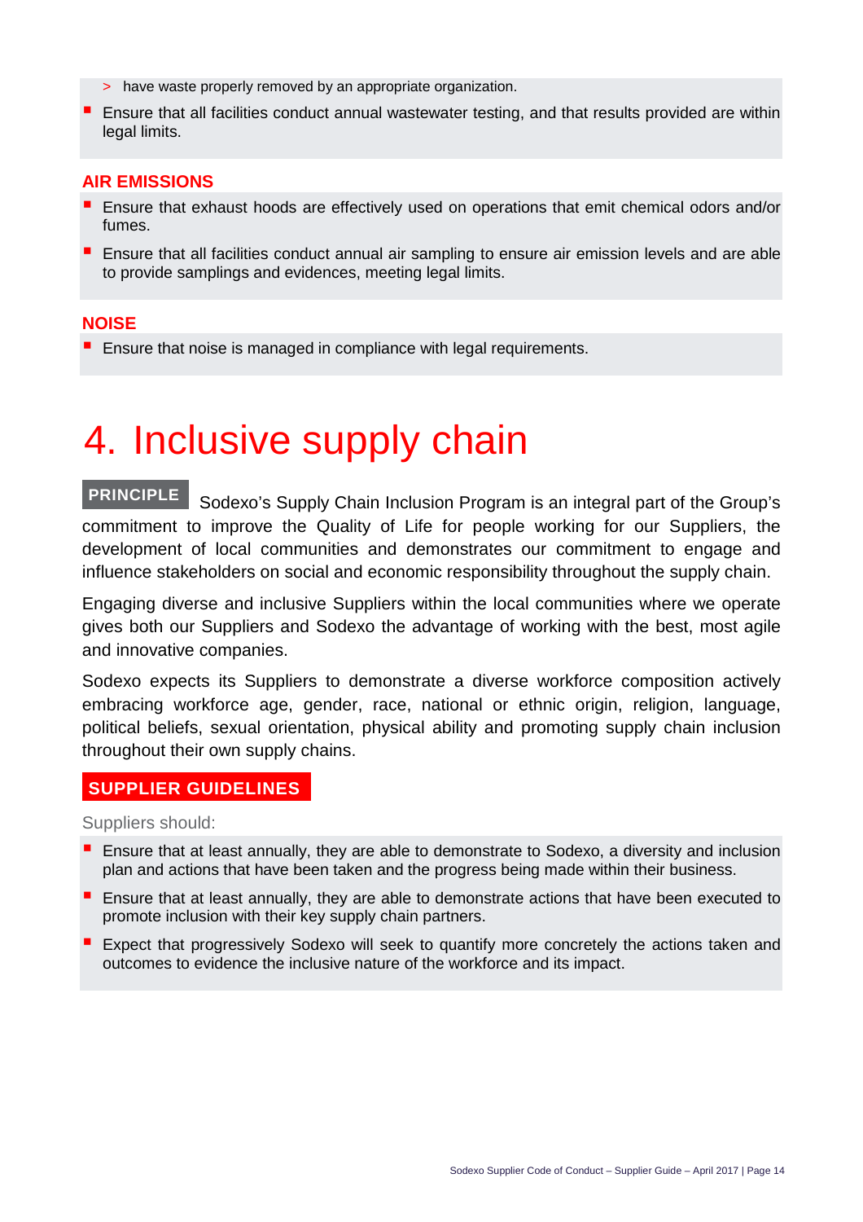- have waste properly removed by an appropriate organization.

- Ensure that all facilities conduct annual wastewater testing, and that results provided are within legal limits.

### AIR EMISSIONS

- Ensure that exhaust hoods are effectively used on operations that emit chemical odors and/or fumes.
- Ensure that all facilities conduct annual air sampling to ensure air emission levels and are able to provide samplings and evidences, meeting legal limits.

### NOISE

- Ensure that noise is managed in compliance with legal requirements.

# 4. Inclusive supply chain

**PRINCIPLE** Sodexo's Supply Chain Inclusion Program is an integral part of the Group's commitment to improve the Quality of Life for people working for our Suppliers, the development of local communities and demonstrates our commitment to engage and influence stakeholders on social and economic responsibility throughout the supply chain.

Engaging diverse and inclusive Suppliers within the local communities where we operate gives both our Suppliers and Sodexo the advantage of working with the best, most agile and innovative companies.

Sodexo expects its Suppliers to demonstrate a diverse workforce composition actively embracing workforce age, gender, race, national or ethnic origin, religion, language, political beliefs, sexual orientation, physical ability and promoting supply chain inclusion throughout their own supply chains.

### SUPPLIER GUIDELINES

Suppliers should:

- Ensure that at least annually, they are able to demonstrate to Sodexo, a diversity and inclusion plan and actions that have been taken and the progress being made within their business.
- Ensure that at least annually, they are able to demonstrate actions that have been executed to promote inclusion with their key supply chain partners.
- Expect that progressively Sodexo will seek to quantify more concretely the actions taken and outcomes to evidence the inclusive nature of the workforce and its impact.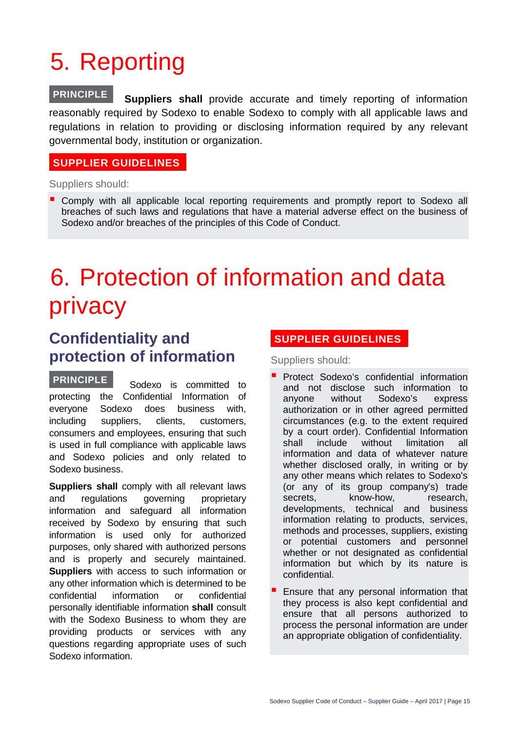# 5. Reporting

**PRINCIPLE** **Suppliers shall** provide accurate and timely reporting of information reasonably required by Sodexo to enable Sodexo to comply with all applicable laws and regulations in relation to providing or disclosing information required by any relevant governmental body, institution or organization.

**SUPPLIER GUIDELINES**

Suppliers should:

- Comply with all applicable local reporting requirements and promptly report to Sodexo all breaches of such laws and regulations that have a material adverse effect on the business of Sodexo and/or breaches of the principles of this Code of Conduct.

# 6. Protection of information and data privacy

## Confidentiality and protection of information

**PRINCIPLE** Sodexo is committed to protecting the Confidential Information of everyone Sodexo does business with, including suppliers, clients, customers, consumers and employees, ensuring that such is used in full compliance with applicable laws and Sodexo policies and only related to Sodexo business.

**Suppliers shall** comply with all relevant laws and regulations governing proprietary information and safeguard all information received by Sodexo by ensuring that such information is used only for authorized purposes, only shared with authorized persons and is properly and securely maintained. **Suppliers** with access to such information or any other information which is determined to be confidential information or confidential personally identifiable information **shall** consult with the Sodexo Business to whom they are providing products or services with any questions regarding appropriate uses of such Sodexo information.

**SUPPLIER GUIDELINES**

Suppliers should:

- Protect Sodexo's confidential information and not disclose such information to anyone without Sodexo's express authorization or in other agreed permitted circumstances (e.g. to the extent required by a court order). Confidential Information shall include without limitation all information and data of whatever nature whether disclosed orally, in writing or by any other means which relates to Sodexo's (or any of its group company's) trade secrets, know-how, research, developments, technical and business information relating to products, services, methods and processes, suppliers, existing or potential customers and personnel whether or not designated as confidential information but which by its nature is confidential.
- Ensure that any personal information that they process is also kept confidential and ensure that all persons authorized to process the personal information are under an appropriate obligation of confidentiality.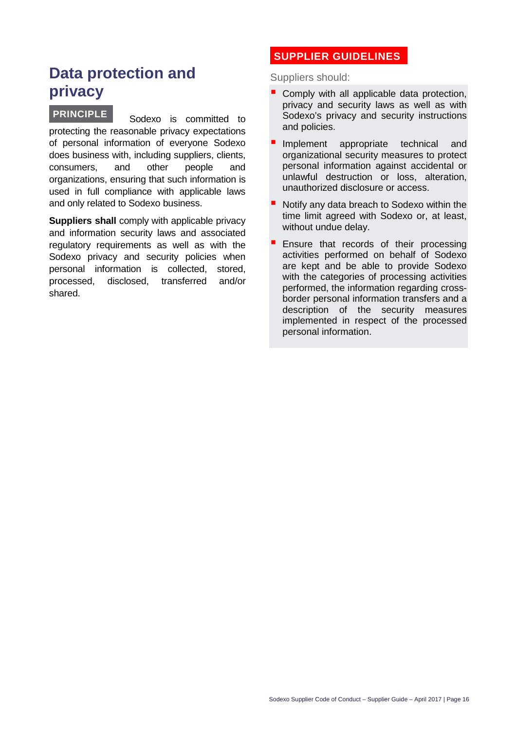## Data protection and privacy

**PRINCIPLE** Sodexo is committed to protecting the reasonable privacy expectations of personal information of everyone Sodexo does business with, including suppliers, clients, consumers, and other people and organizations, ensuring that such information is used in full compliance with applicable laws and only related to Sodexo business.

**Suppliers shall** comply with applicable privacy and information security laws and associated regulatory requirements as well as with the Sodexo privacy and security policies when personal information is collected, stored, processed, disclosed, transferred and/or shared.

### SUPPLIER GUIDELINES

Suppliers should:

- Comply with all applicable data protection, privacy and security laws as well as with Sodexo's privacy and security instructions and policies.
- Implement appropriate technical and organizational security measures to protect personal information against accidental or unlawful destruction or loss, alteration, unauthorized disclosure or access.
- Notify any data breach to Sodexo within the time limit agreed with Sodexo or, at least, without undue delay.
- Ensure that records of their processing activities performed on behalf of Sodexo are kept and be able to provide Sodexo with the categories of processing activities performed, the information regarding cross-border personal information transfers and a description of the security measures implemented in respect of the processed personal information.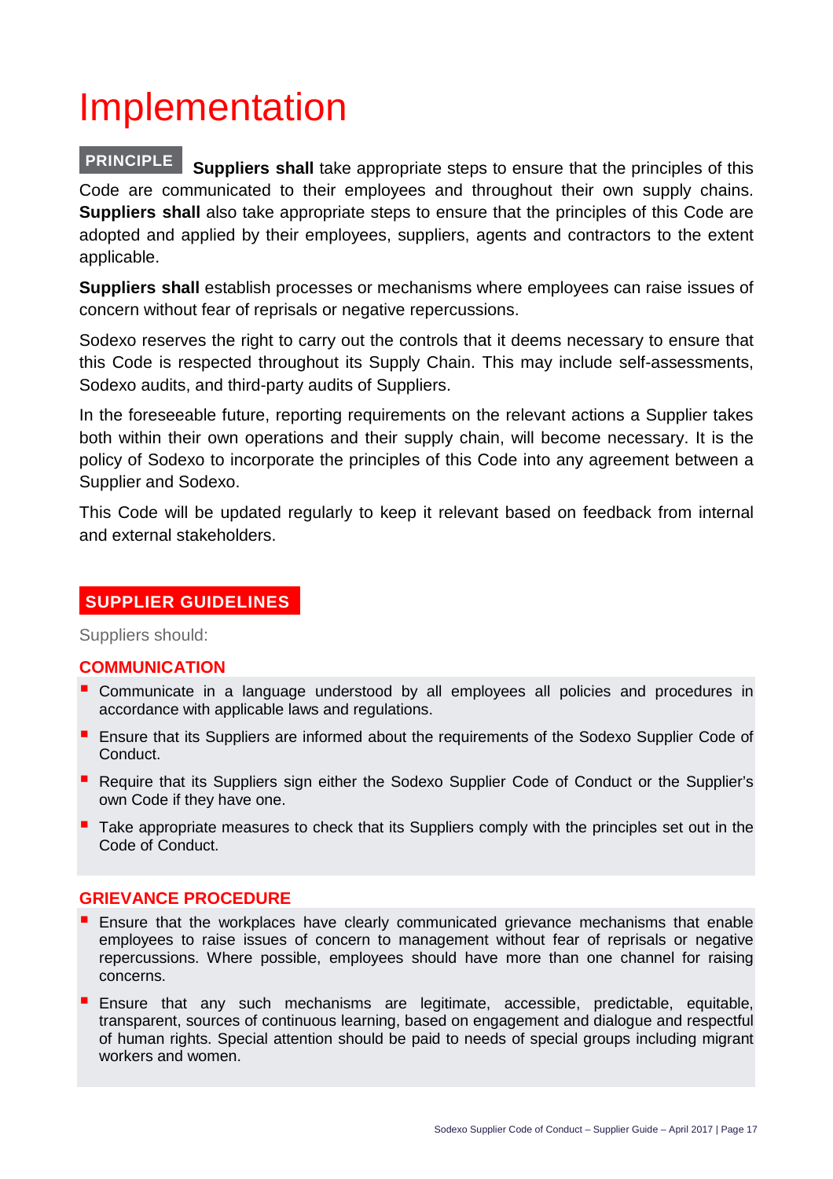# Implementation

**PRINCIPLE** **Suppliers shall** take appropriate steps to ensure that the principles of this Code are communicated to their employees and throughout their own supply chains. **Suppliers shall** also take appropriate steps to ensure that the principles of this Code are adopted and applied by their employees, suppliers, agents and contractors to the extent applicable.

**Suppliers shall** establish processes or mechanisms where employees can raise issues of concern without fear of reprisals or negative repercussions.

Sodexo reserves the right to carry out the controls that it deems necessary to ensure that this Code is respected throughout its Supply Chain. This may include self-assessments, Sodexo audits, and third-party audits of Suppliers.

In the foreseeable future, reporting requirements on the relevant actions a Supplier takes both within their own operations and their supply chain, will become necessary. It is the policy of Sodexo to incorporate the principles of this Code into any agreement between a Supplier and Sodexo.

This Code will be updated regularly to keep it relevant based on feedback from internal and external stakeholders.

## SUPPLIER GUIDELINES

Suppliers should:

### COMMUNICATION

- Communicate in a language understood by all employees all policies and procedures in accordance with applicable laws and regulations.
- Ensure that its Suppliers are informed about the requirements of the Sodexo Supplier Code of Conduct.
- Require that its Suppliers sign either the Sodexo Supplier Code of Conduct or the Supplier's own Code if they have one.
- Take appropriate measures to check that its Suppliers comply with the principles set out in the Code of Conduct.

### GRIEVANCE PROCEDURE

- Ensure that the workplaces have clearly communicated grievance mechanisms that enable employees to raise issues of concern to management without fear of reprisals or negative repercussions. Where possible, employees should have more than one channel for raising concerns.
- Ensure that any such mechanisms are legitimate, accessible, predictable, equitable, transparent, sources of continuous learning, based on engagement and dialogue and respectful of human rights. Special attention should be paid to needs of special groups including migrant workers and women.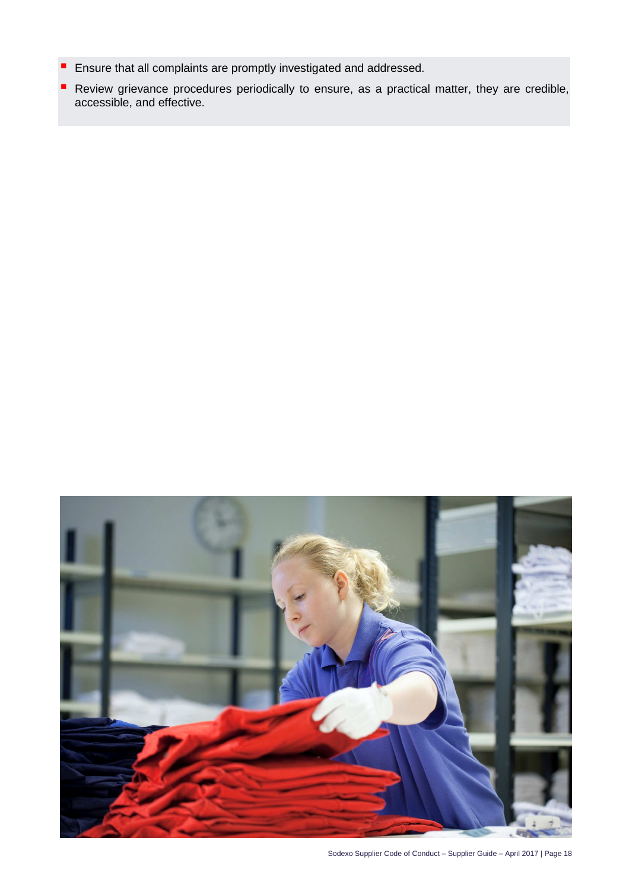- Ensure that all complaints are promptly investigated and addressed.
- Review grievance procedures periodically to ensure, as a practical matter, they are credible, accessible, and effective.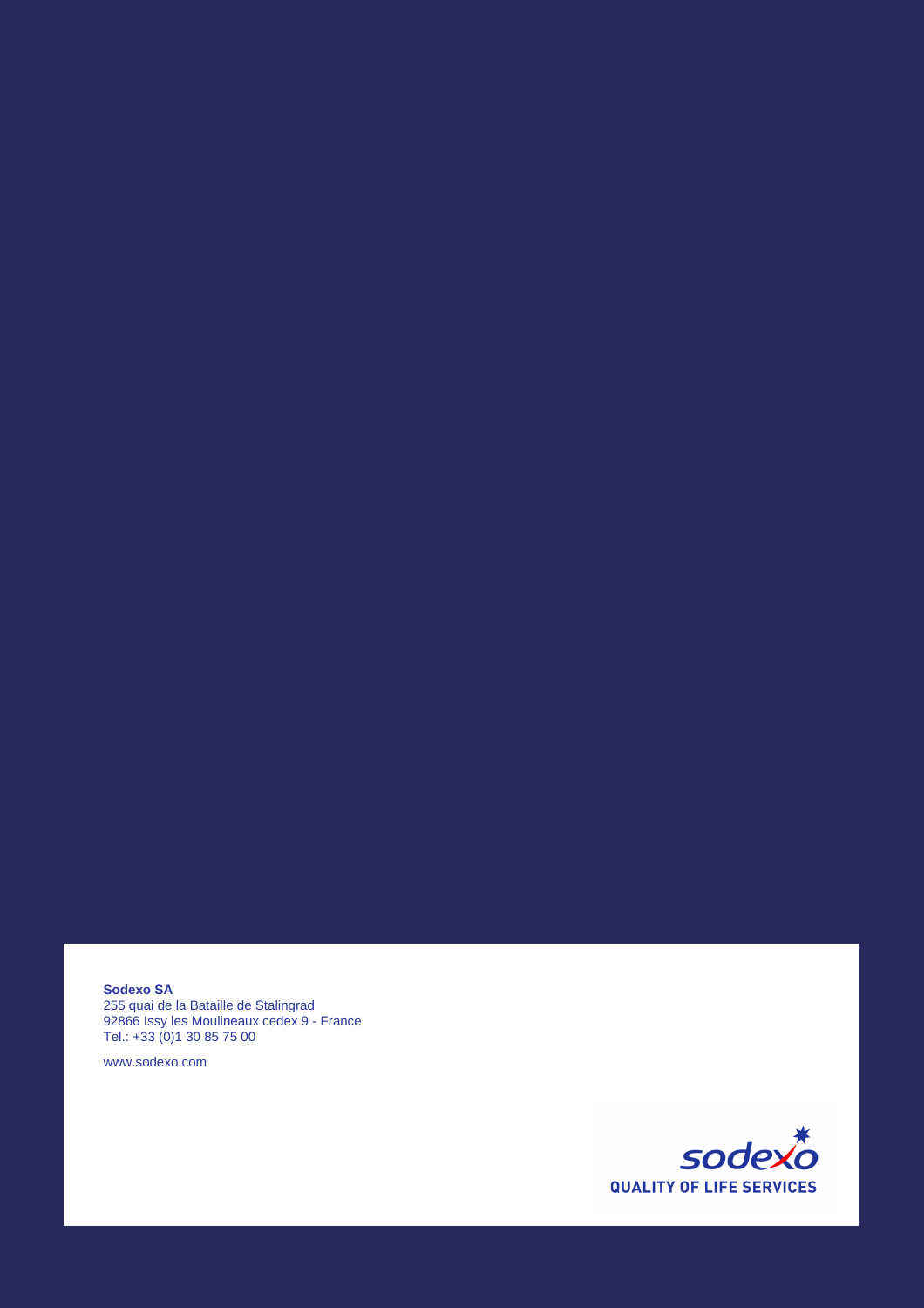**Sodexo SA**
255 quai de la Bataille de Stalingrad
92866 Issy les Moulineaux cedex 9 - France
Tel.: +33 (0)1 30 85 75 00

www.sodexo.com

sodexo
QUALITY OF LIFE SERVICES